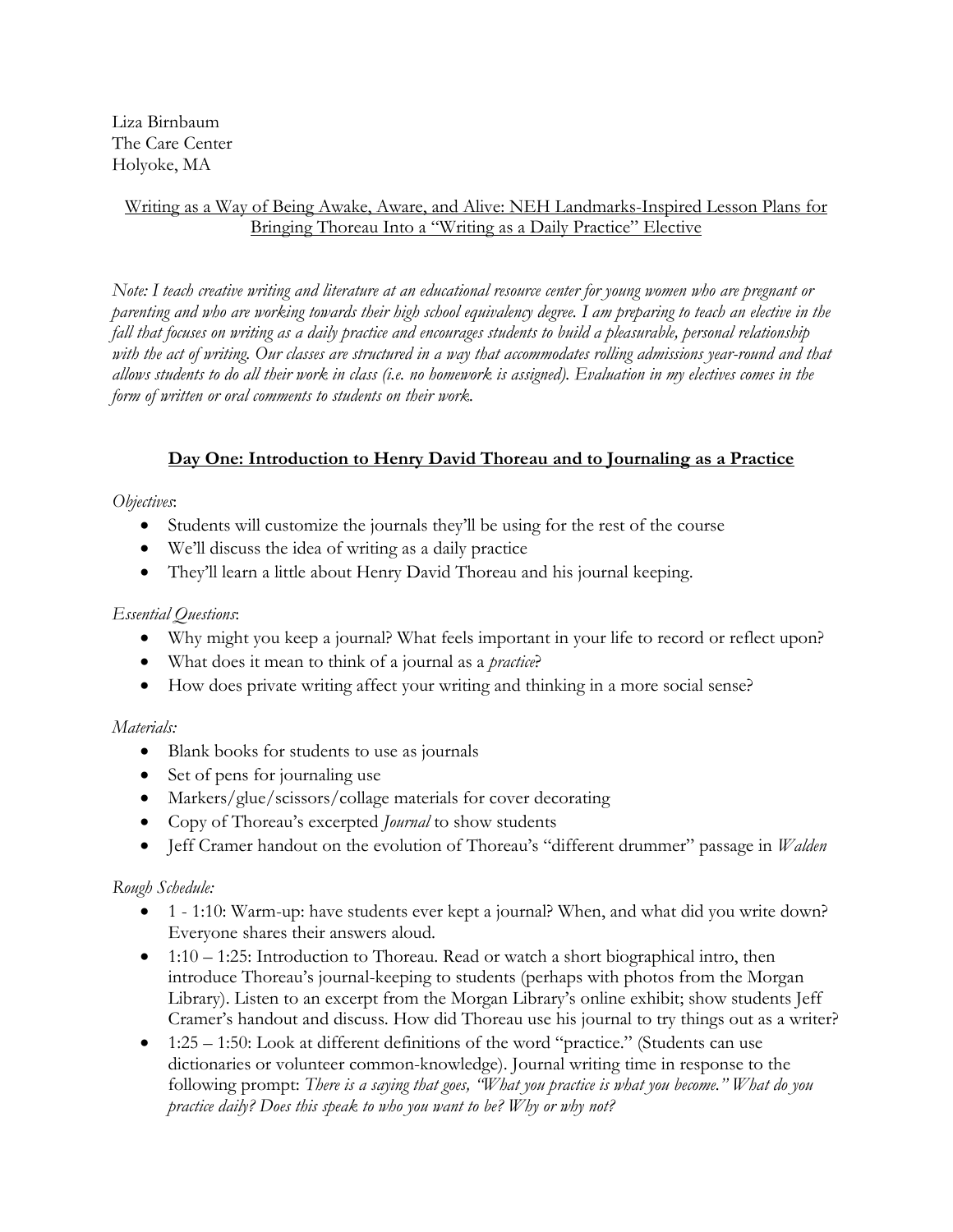Liza Birnbaum
The Care Center
Holyoke, MA

Writing as a Way of Being Awake, Aware, and Alive: NEH Landmarks-Inspired Lesson Plans for Bringing Thoreau Into a "Writing as a Daily Practice" Elective

*Note: I teach creative writing and literature at an educational resource center for young women who are pregnant or parenting and who are working towards their high school equivalency degree. I am preparing to teach an elective in the fall that focuses on writing as a daily practice and encourages students to build a pleasurable, personal relationship with the act of writing. Our classes are structured in a way that accommodates rolling admissions year-round and that allows students to do all their work in class (i.e. no homework is assigned). Evaluation in my electives comes in the form of written or oral comments to students on their work.*

## Day One: Introduction to Henry David Thoreau and to Journaling as a Practice

*Objectives*:

- Students will customize the journals they'll be using for the rest of the course
- We'll discuss the idea of writing as a daily practice
- They'll learn a little about Henry David Thoreau and his journal keeping.

*Essential Questions*:

- Why might you keep a journal? What feels important in your life to record or reflect upon?
- What does it mean to think of a journal as a *practice*?
- How does private writing affect your writing and thinking in a more social sense?

*Materials:*

- Blank books for students to use as journals
- Set of pens for journaling use
- Markers/glue/scissors/collage materials for cover decorating
- Copy of Thoreau's excerpted *Journal* to show students
- Jeff Cramer handout on the evolution of Thoreau's "different drummer" passage in *Walden*

*Rough Schedule:*

- 1 - 1:10: Warm-up: have students ever kept a journal? When, and what did you write down? Everyone shares their answers aloud.
- 1:10 – 1:25: Introduction to Thoreau. Read or watch a short biographical intro, then introduce Thoreau's journal-keeping to students (perhaps with photos from the Morgan Library). Listen to an excerpt from the Morgan Library's online exhibit; show students Jeff Cramer's handout and discuss. How did Thoreau use his journal to try things out as a writer?
- 1:25 – 1:50: Look at different definitions of the word "practice." (Students can use dictionaries or volunteer common-knowledge). Journal writing time in response to the following prompt: *There is a saying that goes, "What you practice is what you become." What do you practice daily? Does this speak to who you want to be? Why or why not?*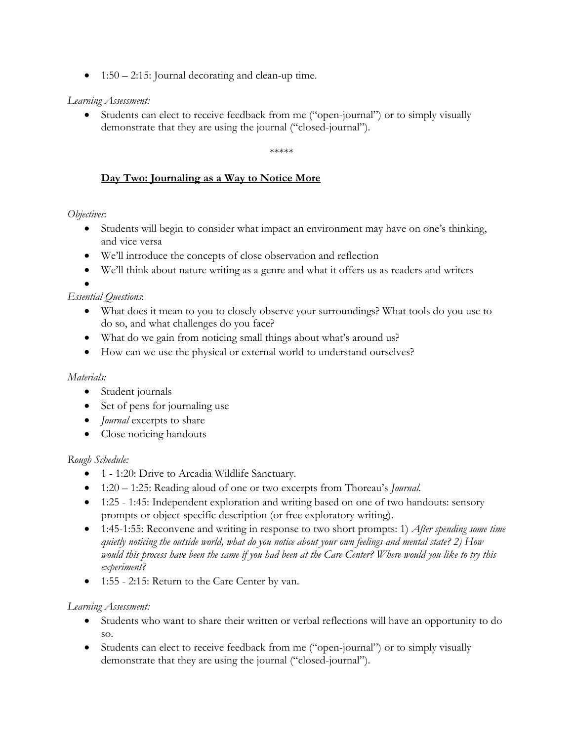- 1:50 – 2:15: Journal decorating and clean-up time.

*Learning Assessment:*

- Students can elect to receive feedback from me ("open-journal") or to simply visually demonstrate that they are using the journal ("closed-journal").

*****

## Day Two: Journaling as a Way to Notice More

*Objectives*:

- Students will begin to consider what impact an environment may have on one's thinking, and vice versa
- We'll introduce the concepts of close observation and reflection
- We'll think about nature writing as a genre and what it offers us as readers and writers
-

*Essential Questions*:

- What does it mean to you to closely observe your surroundings? What tools do you use to do so, and what challenges do you face?
- What do we gain from noticing small things about what's around us?
- How can we use the physical or external world to understand ourselves?

*Materials:*

- Student journals
- Set of pens for journaling use
- *Journal* excerpts to share
- Close noticing handouts

*Rough Schedule:*

- 1 - 1:20: Drive to Arcadia Wildlife Sanctuary.
- 1:20 – 1:25: Reading aloud of one or two excerpts from Thoreau's *Journal.*
- 1:25 - 1:45: Independent exploration and writing based on one of two handouts: sensory prompts or object-specific description (or free exploratory writing).
- 1:45-1:55: Reconvene and writing in response to two short prompts: 1) *After spending some time quietly noticing the outside world, what do you notice about your own feelings and mental state? 2) How would this process have been the same if you had been at the Care Center? Where would you like to try this experiment?*
- 1:55 - 2:15: Return to the Care Center by van.

*Learning Assessment:*

- Students who want to share their written or verbal reflections will have an opportunity to do so.
- Students can elect to receive feedback from me ("open-journal") or to simply visually demonstrate that they are using the journal ("closed-journal").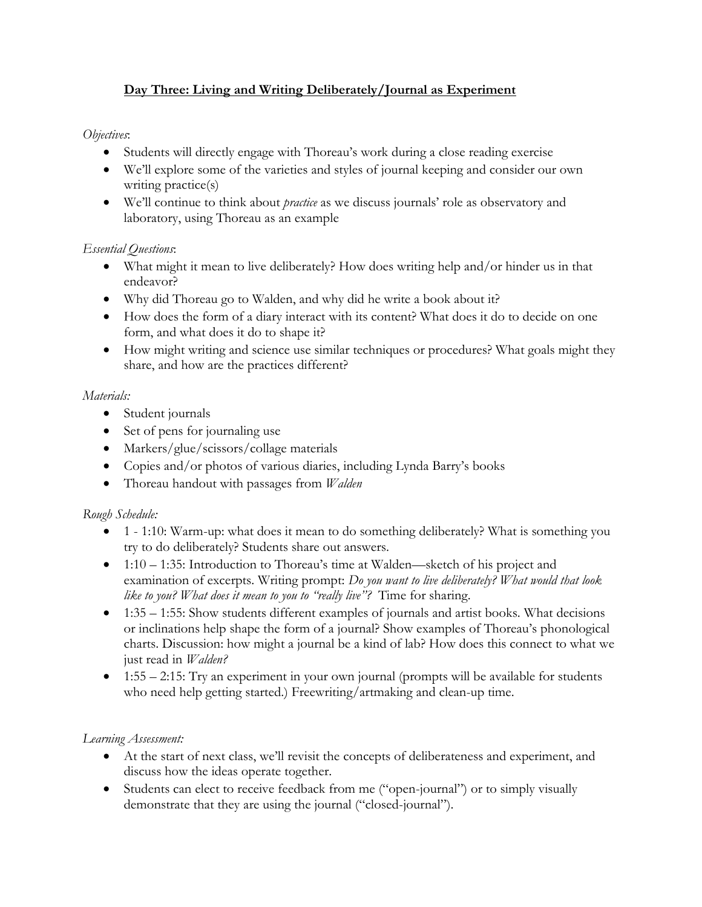**Day Three: Living and Writing Deliberately/Journal as Experiment**

*Objectives*:

- Students will directly engage with Thoreau's work during a close reading exercise
- We'll explore some of the varieties and styles of journal keeping and consider our own writing practice(s)
- We'll continue to think about *practice* as we discuss journals' role as observatory and laboratory, using Thoreau as an example

*Essential Questions*:

- What might it mean to live deliberately? How does writing help and/or hinder us in that endeavor?
- Why did Thoreau go to Walden, and why did he write a book about it?
- How does the form of a diary interact with its content? What does it do to decide on one form, and what does it do to shape it?
- How might writing and science use similar techniques or procedures? What goals might they share, and how are the practices different?

*Materials:*

- Student journals
- Set of pens for journaling use
- Markers/glue/scissors/collage materials
- Copies and/or photos of various diaries, including Lynda Barry's books
- Thoreau handout with passages from *Walden*

*Rough Schedule:*

- 1 - 1:10: Warm-up: what does it mean to do something deliberately? What is something you try to do deliberately? Students share out answers.
- 1:10 – 1:35: Introduction to Thoreau's time at Walden—sketch of his project and examination of excerpts. Writing prompt: *Do you want to live deliberately? What would that look like to you? What does it mean to you to "really live"?* Time for sharing.
- 1:35 – 1:55: Show students different examples of journals and artist books. What decisions or inclinations help shape the form of a journal? Show examples of Thoreau's phonological charts. Discussion: how might a journal be a kind of lab? How does this connect to what we just read in *Walden?*
- 1:55 – 2:15: Try an experiment in your own journal (prompts will be available for students who need help getting started.) Freewriting/artmaking and clean-up time.

*Learning Assessment:*

- At the start of next class, we'll revisit the concepts of deliberateness and experiment, and discuss how the ideas operate together.
- Students can elect to receive feedback from me ("open-journal") or to simply visually demonstrate that they are using the journal ("closed-journal").